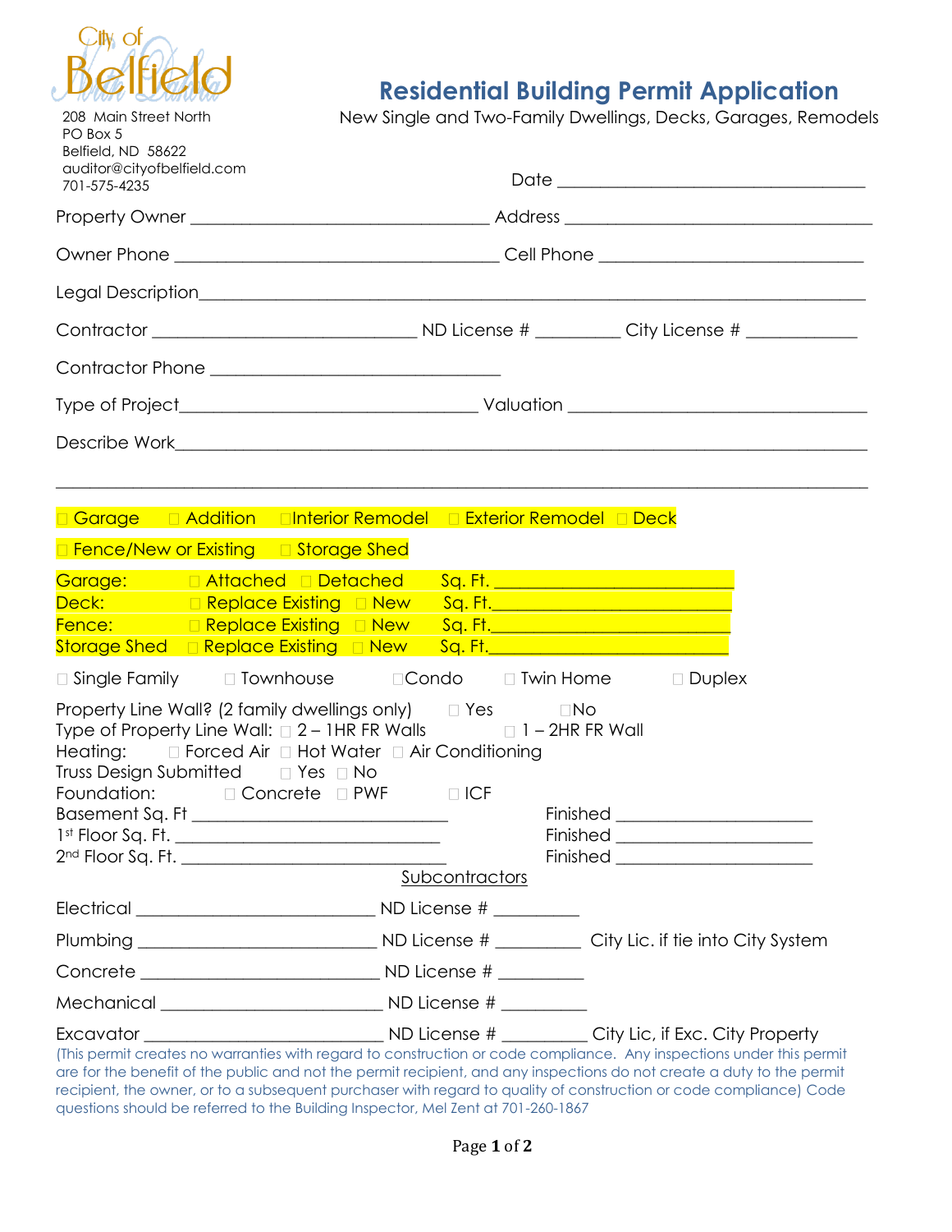City of Belfield

208 Main Street North
PO Box 5
Belfield, ND 58622
auditor@cityofbelfield.com
701-575-4235

# Residential Building Permit Application

New Single and Two-Family Dwellings, Decks, Garages, Remodels

Date ___________________________________

Property Owner _________________________________ Address __________________________________

Owner Phone ____________________________________ Cell Phone ______________________________

Legal Description_____________________________________________________________________________

Contractor _____________________________ ND License # _________ City License # ____________

Contractor Phone ________________________________

Type of Project_________________________________ Valuation _________________________________

Describe Work_______________________________________________________________________________

_____________________________________________________________________________________________

☐ Garage ☐ Addition ☐ Interior Remodel ☐ Exterior Remodel ☐ Deck

☐ Fence/New or Existing ☐ Storage Shed

Garage: ☐ Attached ☐ Detached Sq. Ft. ___________________________
Deck: ☐ Replace Existing ☐ New Sq. Ft.___________________________
Fence: ☐ Replace Existing ☐ New Sq. Ft.___________________________
Storage Shed ☐ Replace Existing ☐ New Sq. Ft.___________________________

☐ Single Family ☐ Townhouse ☐ Condo ☐ Twin Home ☐ Duplex

Property Line Wall? (2 family dwellings only) ☐ Yes ☐ No
Type of Property Line Wall: ☐ 2 – 1HR FR Walls ☐ 1 – 2HR FR Wall
Heating: ☐ Forced Air ☐ Hot Water ☐ Air Conditioning
Truss Design Submitted ☐ Yes ☐ No
Foundation: ☐ Concrete ☐ PWF ☐ ICF
Basement Sq. Ft _____________________________ Finished ______________________
1st Floor Sq. Ft. _____________________________ Finished ______________________
2nd Floor Sq. Ft. _____________________________ Finished ______________________

## Subcontractors

Electrical ___________________________ ND License # _________

Plumbing ___________________________ ND License # _________ City Lic. if tie into City System

Concrete ___________________________ ND License # _________

Mechanical _________________________ ND License # _________

Excavator ___________________________ ND License # _________ City Lic, if Exc. City Property

(This permit creates no warranties with regard to construction or code compliance. Any inspections under this permit are for the benefit of the public and not the permit recipient, and any inspections do not create a duty to the permit recipient, the owner, or to a subsequent purchaser with regard to quality of construction or code compliance) Code questions should be referred to the Building Inspector, Mel Zent at 701-260-1867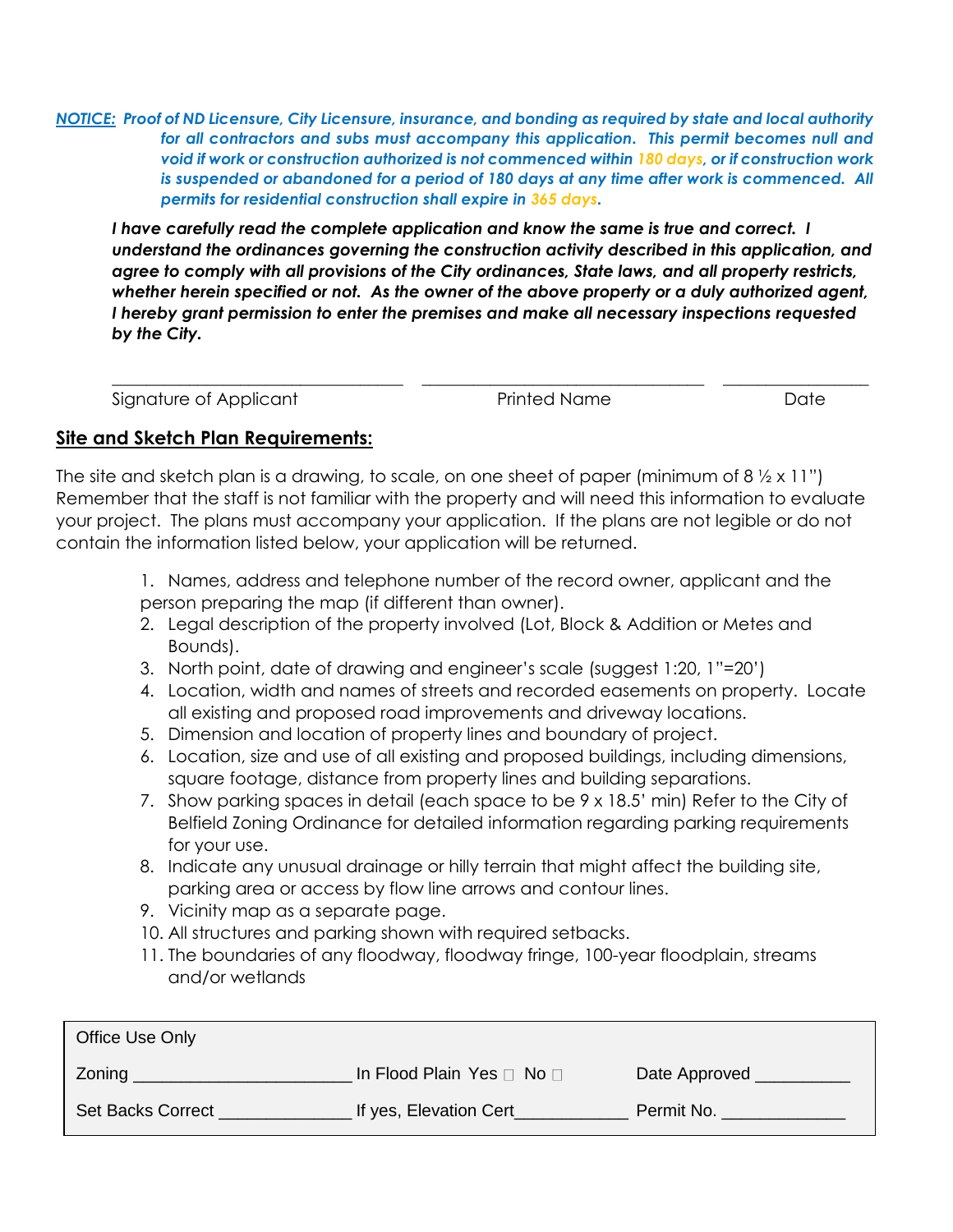***NOTICE:*** ***Proof of ND Licensure, City Licensure, insurance, and bonding as required by state and local authority for all contractors and subs must accompany this application. This permit becomes null and void if work or construction authorized is not commenced within 180 days, or if construction work is suspended or abandoned for a period of 180 days at any time after work is commenced. All permits for residential construction shall expire in 365 days.***

***I have carefully read the complete application and know the same is true and correct. I understand the ordinances governing the construction activity described in this application, and agree to comply with all provisions of the City ordinances, State laws, and all property restricts, whether herein specified or not. As the owner of the above property or a duly authorized agent, I hereby grant permission to enter the premises and make all necessary inspections requested by the City.***

\_\_\_\_\_\_\_\_\_\_\_\_\_\_\_\_\_\_\_\_\_\_\_\_\_\_\_\_\_\_ \_\_\_\_\_\_\_\_\_\_\_\_\_\_\_\_\_\_\_\_\_\_\_\_\_\_\_\_\_\_ \_\_\_\_\_\_\_\_\_\_\_\_\_\_\_

Signature of Applicant　　　　　　Printed Name　　　　　　Date

## Site and Sketch Plan Requirements:

The site and sketch plan is a drawing, to scale, on one sheet of paper (minimum of 8 ½ x 11") Remember that the staff is not familiar with the property and will need this information to evaluate your project. The plans must accompany your application. If the plans are not legible or do not contain the information listed below, your application will be returned.

1. Names, address and telephone number of the record owner, applicant and the person preparing the map (if different than owner).
2. Legal description of the property involved (Lot, Block & Addition or Metes and Bounds).
3. North point, date of drawing and engineer's scale (suggest 1:20, 1"=20')
4. Location, width and names of streets and recorded easements on property. Locate all existing and proposed road improvements and driveway locations.
5. Dimension and location of property lines and boundary of project.
6. Location, size and use of all existing and proposed buildings, including dimensions, square footage, distance from property lines and building separations.
7. Show parking spaces in detail (each space to be 9 x 18.5' min) Refer to the City of Belfield Zoning Ordinance for detailed information regarding parking requirements for your use.
8. Indicate any unusual drainage or hilly terrain that might affect the building site, parking area or access by flow line arrows and contour lines.
9. Vicinity map as a separate page.
10. All structures and parking shown with required setbacks.
11. The boundaries of any floodway, floodway fringe, 100-year floodplain, streams and/or wetlands

| Office Use Only | | |
|---|---|---|
| Zoning \_\_\_\_\_\_\_\_\_\_\_\_\_\_\_\_\_\_\_\_ | In Flood Plain Yes ☐ No ☐ | Date Approved \_\_\_\_\_\_\_\_\_\_ |
| Set Backs Correct \_\_\_\_\_\_\_\_\_\_\_\_ | If yes, Elevation Cert\_\_\_\_\_\_\_\_\_\_\_ | Permit No. \_\_\_\_\_\_\_\_\_\_\_\_ |